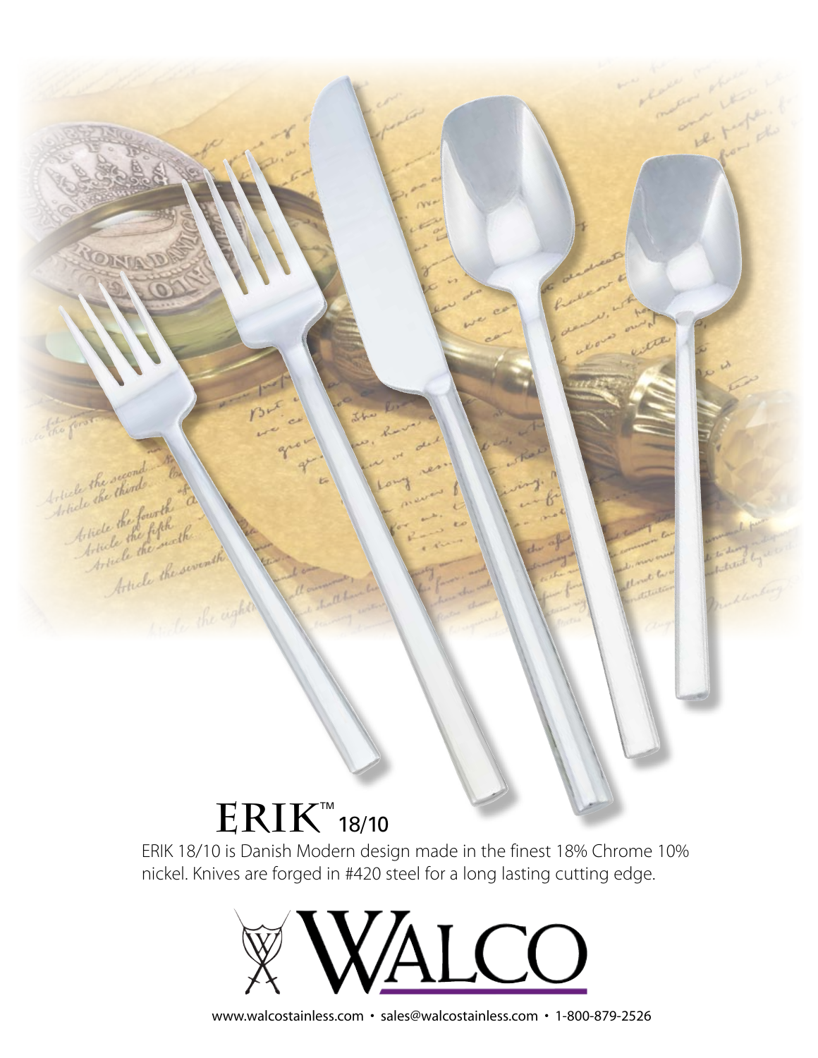# ERIK™ 18/10

ERIK 18/10 is Danish Modern design made in the finest 18% Chrome 10% nickel. Knives are forged in #420 steel for a long lasting cutting edge.

WALCO

www.walcostainless.com • sales@walcostainless.com • 1-800-879-2526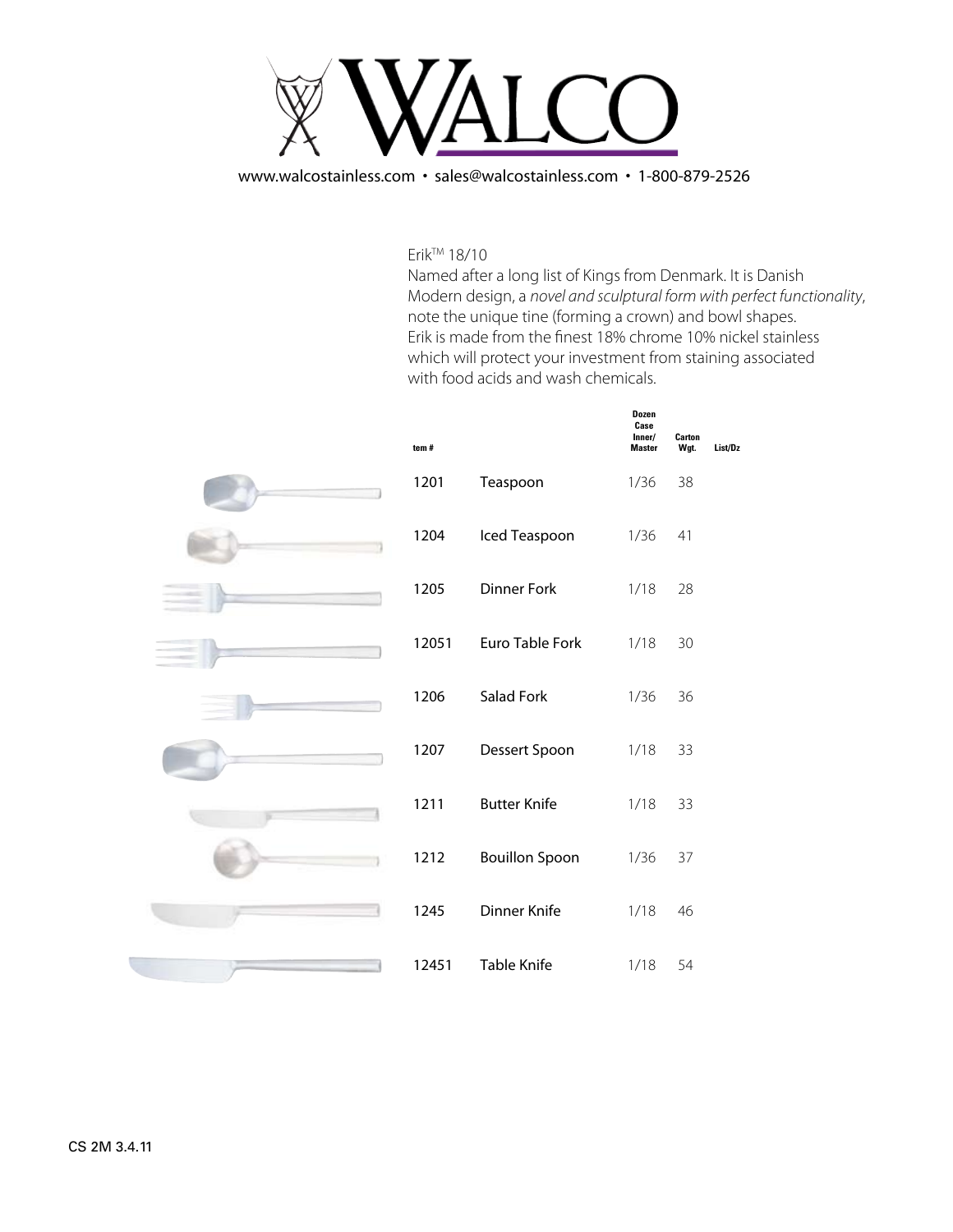# WALCO

www.walcostainless.com • sales@walcostainless.com • 1-800-879-2526

Erik™ 18/10

Named after a long list of Kings from Denmark. It is Danish Modern design, a *novel and sculptural form with perfect functionality*, note the unique tine (forming a crown) and bowl shapes. Erik is made from the finest 18% chrome 10% nickel stainless which will protect your investment from staining associated with food acids and wash chemicals.

| tem # | | Dozen Case Inner/ Master | Carton Wgt. | List/Dz |
|---|---|---|---|---|
| 1201 | Teaspoon | 1/36 | 38 | |
| 1204 | Iced Teaspoon | 1/36 | 41 | |
| 1205 | Dinner Fork | 1/18 | 28 | |
| 12051 | Euro Table Fork | 1/18 | 30 | |
| 1206 | Salad Fork | 1/36 | 36 | |
| 1207 | Dessert Spoon | 1/18 | 33 | |
| 1211 | Butter Knife | 1/18 | 33 | |
| 1212 | Bouillon Spoon | 1/36 | 37 | |
| 1245 | Dinner Knife | 1/18 | 46 | |
| 12451 | Table Knife | 1/18 | 54 | |

CS 2M 3.4.11